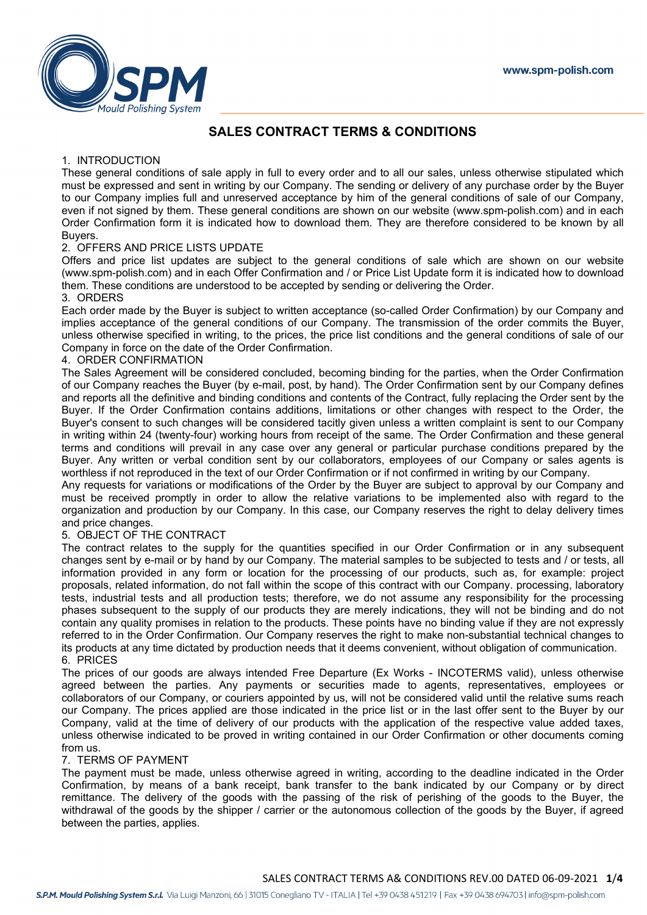# SALES CONTRACT TERMS & CONDITIONS

## 1. INTRODUCTION

These general conditions of sale apply in full to every order and to all our sales, unless otherwise stipulated which must be expressed and sent in writing by our Company. The sending or delivery of any purchase order by the Buyer to our Company implies full and unreserved acceptance by him of the general conditions of sale of our Company, even if not signed by them. These general conditions are shown on our website (www.spm-polish.com) and in each Order Confirmation form it is indicated how to download them. They are therefore considered to be known by all Buyers.

## 2. OFFERS AND PRICE LISTS UPDATE

Offers and price list updates are subject to the general conditions of sale which are shown on our website (www.spm-polish.com) and in each Offer Confirmation and / or Price List Update form it is indicated how to download them. These conditions are understood to be accepted by sending or delivering the Order.

## 3. ORDERS

Each order made by the Buyer is subject to written acceptance (so-called Order Confirmation) by our Company and implies acceptance of the general conditions of our Company. The transmission of the order commits the Buyer, unless otherwise specified in writing, to the prices, the price list conditions and the general conditions of sale of our Company in force on the date of the Order Confirmation.

## 4. ORDER CONFIRMATION

The Sales Agreement will be considered concluded, becoming binding for the parties, when the Order Confirmation of our Company reaches the Buyer (by e-mail, post, by hand). The Order Confirmation sent by our Company defines and reports all the definitive and binding conditions and contents of the Contract, fully replacing the Order sent by the Buyer. If the Order Confirmation contains additions, limitations or other changes with respect to the Order, the Buyer's consent to such changes will be considered tacitly given unless a written complaint is sent to our Company in writing within 24 (twenty-four) working hours from receipt of the same. The Order Confirmation and these general terms and conditions will prevail in any case over any general or particular purchase conditions prepared by the Buyer. Any written or verbal condition sent by our collaborators, employees of our Company or sales agents is worthless if not reproduced in the text of our Order Confirmation or if not confirmed in writing by our Company.

Any requests for variations or modifications of the Order by the Buyer are subject to approval by our Company and must be received promptly in order to allow the relative variations to be implemented also with regard to the organization and production by our Company. In this case, our Company reserves the right to delay delivery times and price changes.

## 5. OBJECT OF THE CONTRACT

The contract relates to the supply for the quantities specified in our Order Confirmation or in any subsequent changes sent by e-mail or by hand by our Company. The material samples to be subjected to tests and / or tests, all information provided in any form or location for the processing of our products, such as, for example: project proposals, related information, do not fall within the scope of this contract with our Company. processing, laboratory tests, industrial tests and all production tests; therefore, we do not assume any responsibility for the processing phases subsequent to the supply of our products they are merely indications, they will not be binding and do not contain any quality promises in relation to the products. These points have no binding value if they are not expressly referred to in the Order Confirmation. Our Company reserves the right to make non-substantial technical changes to its products at any time dictated by production needs that it deems convenient, without obligation of communication.

## 6. PRICES

The prices of our goods are always intended Free Departure (Ex Works - INCOTERMS valid), unless otherwise agreed between the parties. Any payments or securities made to agents, representatives, employees or collaborators of our Company, or couriers appointed by us, will not be considered valid until the relative sums reach our Company. The prices applied are those indicated in the price list or in the last offer sent to the Buyer by our Company, valid at the time of delivery of our products with the application of the respective value added taxes, unless otherwise indicated to be proved in writing contained in our Order Confirmation or other documents coming from us.

## 7. TERMS OF PAYMENT

The payment must be made, unless otherwise agreed in writing, according to the deadline indicated in the Order Confirmation, by means of a bank receipt, bank transfer to the bank indicated by our Company or by direct remittance. The delivery of the goods with the passing of the risk of perishing of the goods to the Buyer, the withdrawal of the goods by the shipper / carrier or the autonomous collection of the goods by the Buyer, if agreed between the parties, applies.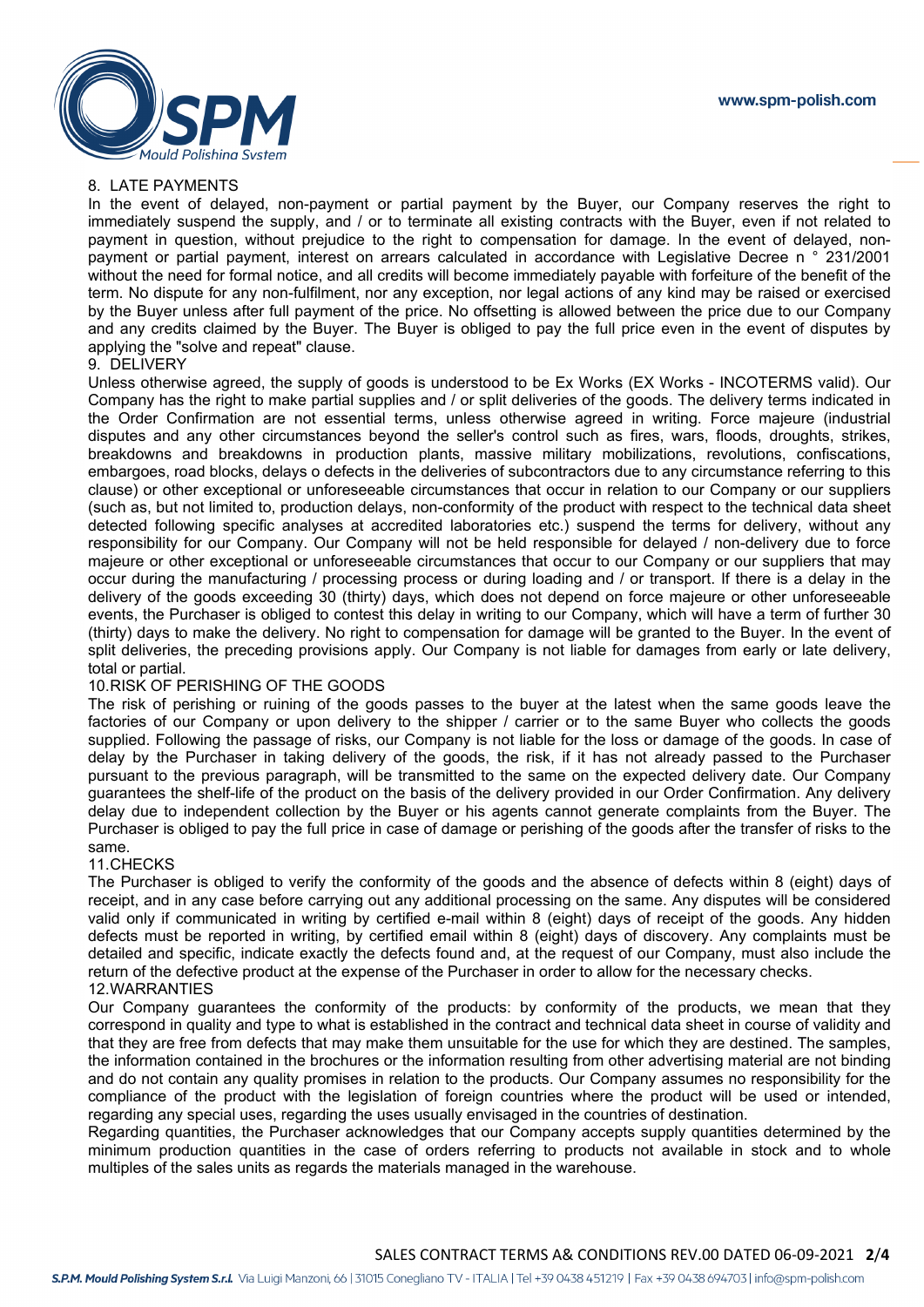## 8. LATE PAYMENTS

In the event of delayed, non-payment or partial payment by the Buyer, our Company reserves the right to immediately suspend the supply, and / or to terminate all existing contracts with the Buyer, even if not related to payment in question, without prejudice to the right to compensation for damage. In the event of delayed, non-payment or partial payment, interest on arrears calculated in accordance with Legislative Decree n ° 231/2001 without the need for formal notice, and all credits will become immediately payable with forfeiture of the benefit of the term. No dispute for any non-fulfilment, nor any exception, nor legal actions of any kind may be raised or exercised by the Buyer unless after full payment of the price. No offsetting is allowed between the price due to our Company and any credits claimed by the Buyer. The Buyer is obliged to pay the full price even in the event of disputes by applying the "solve and repeat" clause.

## 9. DELIVERY

Unless otherwise agreed, the supply of goods is understood to be Ex Works (EX Works - INCOTERMS valid). Our Company has the right to make partial supplies and / or split deliveries of the goods. The delivery terms indicated in the Order Confirmation are not essential terms, unless otherwise agreed in writing. Force majeure (industrial disputes and any other circumstances beyond the seller's control such as fires, wars, floods, droughts, strikes, breakdowns and breakdowns in production plants, massive military mobilizations, revolutions, confiscations, embargoes, road blocks, delays o defects in the deliveries of subcontractors due to any circumstance referring to this clause) or other exceptional or unforeseeable circumstances that occur in relation to our Company or our suppliers (such as, but not limited to, production delays, non-conformity of the product with respect to the technical data sheet detected following specific analyses at accredited laboratories etc.) suspend the terms for delivery, without any responsibility for our Company. Our Company will not be held responsible for delayed / non-delivery due to force majeure or other exceptional or unforeseeable circumstances that occur to our Company or our suppliers that may occur during the manufacturing / processing process or during loading and / or transport. If there is a delay in the delivery of the goods exceeding 30 (thirty) days, which does not depend on force majeure or other unforeseeable events, the Purchaser is obliged to contest this delay in writing to our Company, which will have a term of further 30 (thirty) days to make the delivery. No right to compensation for damage will be granted to the Buyer. In the event of split deliveries, the preceding provisions apply. Our Company is not liable for damages from early or late delivery, total or partial.

## 10.RISK OF PERISHING OF THE GOODS

The risk of perishing or ruining of the goods passes to the buyer at the latest when the same goods leave the factories of our Company or upon delivery to the shipper / carrier or to the same Buyer who collects the goods supplied. Following the passage of risks, our Company is not liable for the loss or damage of the goods. In case of delay by the Purchaser in taking delivery of the goods, the risk, if it has not already passed to the Purchaser pursuant to the previous paragraph, will be transmitted to the same on the expected delivery date. Our Company guarantees the shelf-life of the product on the basis of the delivery provided in our Order Confirmation. Any delivery delay due to independent collection by the Buyer or his agents cannot generate complaints from the Buyer. The Purchaser is obliged to pay the full price in case of damage or perishing of the goods after the transfer of risks to the same.

## 11.CHECKS

The Purchaser is obliged to verify the conformity of the goods and the absence of defects within 8 (eight) days of receipt, and in any case before carrying out any additional processing on the same. Any disputes will be considered valid only if communicated in writing by certified e-mail within 8 (eight) days of receipt of the goods. Any hidden defects must be reported in writing, by certified email within 8 (eight) days of discovery. Any complaints must be detailed and specific, indicate exactly the defects found and, at the request of our Company, must also include the return of the defective product at the expense of the Purchaser in order to allow for the necessary checks.

## 12.WARRANTIES

Our Company guarantees the conformity of the products: by conformity of the products, we mean that they correspond in quality and type to what is established in the contract and technical data sheet in course of validity and that they are free from defects that may make them unsuitable for the use for which they are destined. The samples, the information contained in the brochures or the information resulting from other advertising material are not binding and do not contain any quality promises in relation to the products. Our Company assumes no responsibility for the compliance of the product with the legislation of foreign countries where the product will be used or intended, regarding any special uses, regarding the uses usually envisaged in the countries of destination.

Regarding quantities, the Purchaser acknowledges that our Company accepts supply quantities determined by the minimum production quantities in the case of orders referring to products not available in stock and to whole multiples of the sales units as regards the materials managed in the warehouse.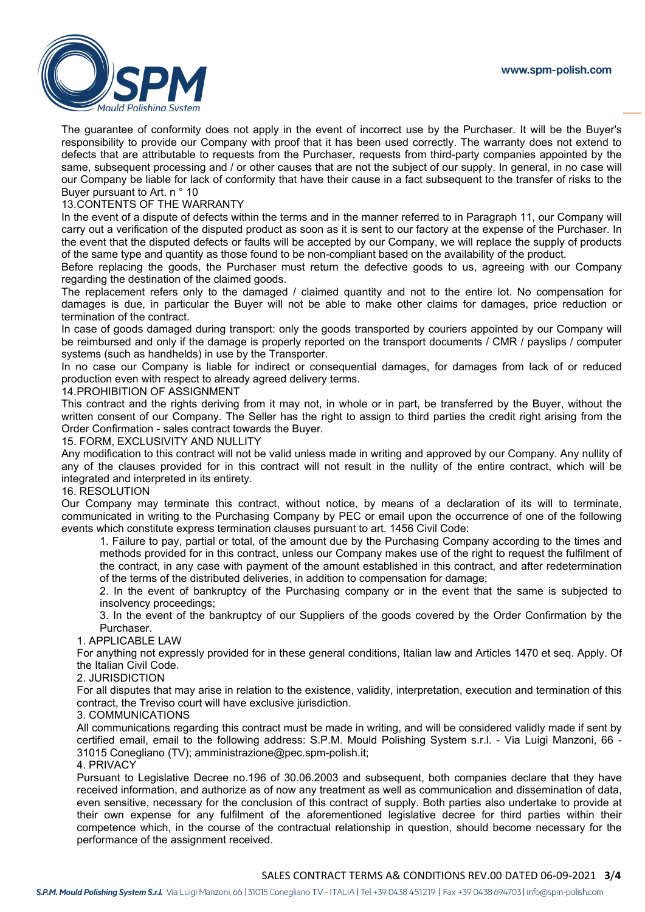The guarantee of conformity does not apply in the event of incorrect use by the Purchaser. It will be the Buyer's responsibility to provide our Company with proof that it has been used correctly. The warranty does not extend to defects that are attributable to requests from the Purchaser, requests from third-party companies appointed by the same, subsequent processing and / or other causes that are not the subject of our supply. In general, in no case will our Company be liable for lack of conformity that have their cause in a fact subsequent to the transfer of risks to the Buyer pursuant to Art. n ° 10

13.CONTENTS OF THE WARRANTY

In the event of a dispute of defects within the terms and in the manner referred to in Paragraph 11, our Company will carry out a verification of the disputed product as soon as it is sent to our factory at the expense of the Purchaser. In the event that the disputed defects or faults will be accepted by our Company, we will replace the supply of products of the same type and quantity as those found to be non-compliant based on the availability of the product.

Before replacing the goods, the Purchaser must return the defective goods to us, agreeing with our Company regarding the destination of the claimed goods.

The replacement refers only to the damaged / claimed quantity and not to the entire lot. No compensation for damages is due, in particular the Buyer will not be able to make other claims for damages, price reduction or termination of the contract.

In case of goods damaged during transport: only the goods transported by couriers appointed by our Company will be reimbursed and only if the damage is properly reported on the transport documents / CMR / payslips / computer systems (such as handhelds) in use by the Transporter.

In no case our Company is liable for indirect or consequential damages, for damages from lack of or reduced production even with respect to already agreed delivery terms.

14.PROHIBITION OF ASSIGNMENT

This contract and the rights deriving from it may not, in whole or in part, be transferred by the Buyer, without the written consent of our Company. The Seller has the right to assign to third parties the credit right arising from the Order Confirmation - sales contract towards the Buyer.

15. FORM, EXCLUSIVITY AND NULLITY

Any modification to this contract will not be valid unless made in writing and approved by our Company. Any nullity of any of the clauses provided for in this contract will not result in the nullity of the entire contract, which will be integrated and interpreted in its entirety.

16. RESOLUTION

Our Company may terminate this contract, without notice, by means of a declaration of its will to terminate, communicated in writing to the Purchasing Company by PEC or email upon the occurrence of one of the following events which constitute express termination clauses pursuant to art. 1456 Civil Code:

1. Failure to pay, partial or total, of the amount due by the Purchasing Company according to the times and methods provided for in this contract, unless our Company makes use of the right to request the fulfilment of the contract, in any case with payment of the amount established in this contract, and after redetermination of the terms of the distributed deliveries, in addition to compensation for damage;
2. In the event of bankruptcy of the Purchasing company or in the event that the same is subjected to insolvency proceedings;
3. In the event of the bankruptcy of our Suppliers of the goods covered by the Order Confirmation by the Purchaser.

1. APPLICABLE LAW

For anything not expressly provided for in these general conditions, Italian law and Articles 1470 et seq. Apply. Of the Italian Civil Code.

2. JURISDICTION

For all disputes that may arise in relation to the existence, validity, interpretation, execution and termination of this contract, the Treviso court will have exclusive jurisdiction.

3. COMMUNICATIONS

All communications regarding this contract must be made in writing, and will be considered validly made if sent by certified email, email to the following address: S.P.M. Mould Polishing System s.r.l. - Via Luigi Manzoni, 66 - 31015 Conegliano (TV); amministrazione@pec.spm-polish.it;

4. PRIVACY

Pursuant to Legislative Decree no.196 of 30.06.2003 and subsequent, both companies declare that they have received information, and authorize as of now any treatment as well as communication and dissemination of data, even sensitive, necessary for the conclusion of this contract of supply. Both parties also undertake to provide at their own expense for any fulfilment of the aforementioned legislative decree for third parties within their competence which, in the course of the contractual relationship in question, should become necessary for the performance of the assignment received.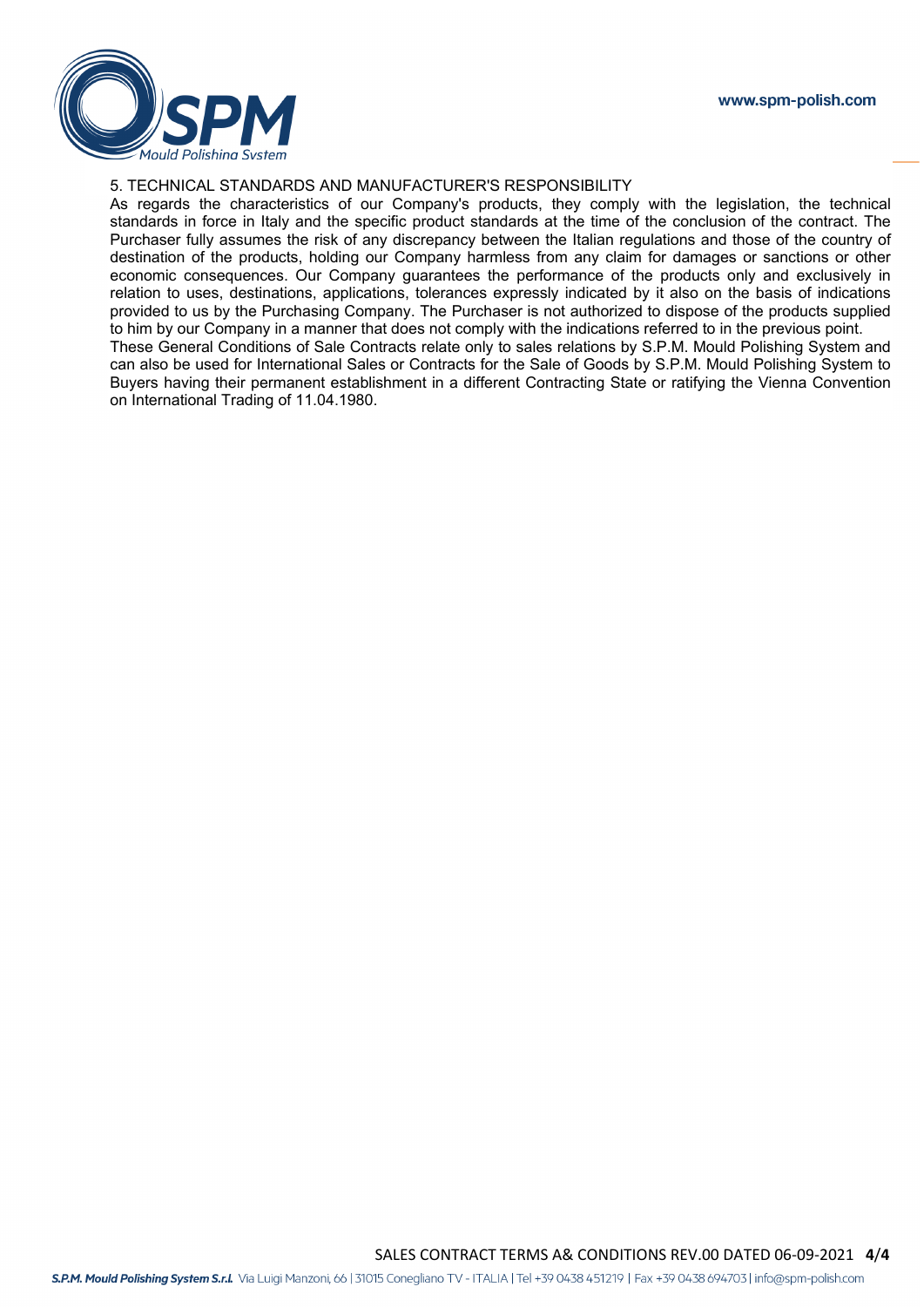## 5. TECHNICAL STANDARDS AND MANUFACTURER'S RESPONSIBILITY

As regards the characteristics of our Company's products, they comply with the legislation, the technical standards in force in Italy and the specific product standards at the time of the conclusion of the contract. The Purchaser fully assumes the risk of any discrepancy between the Italian regulations and those of the country of destination of the products, holding our Company harmless from any claim for damages or sanctions or other economic consequences. Our Company guarantees the performance of the products only and exclusively in relation to uses, destinations, applications, tolerances expressly indicated by it also on the basis of indications provided to us by the Purchasing Company. The Purchaser is not authorized to dispose of the products supplied to him by our Company in a manner that does not comply with the indications referred to in the previous point.

These General Conditions of Sale Contracts relate only to sales relations by S.P.M. Mould Polishing System and can also be used for International Sales or Contracts for the Sale of Goods by S.P.M. Mould Polishing System to Buyers having their permanent establishment in a different Contracting State or ratifying the Vienna Convention on International Trading of 11.04.1980.